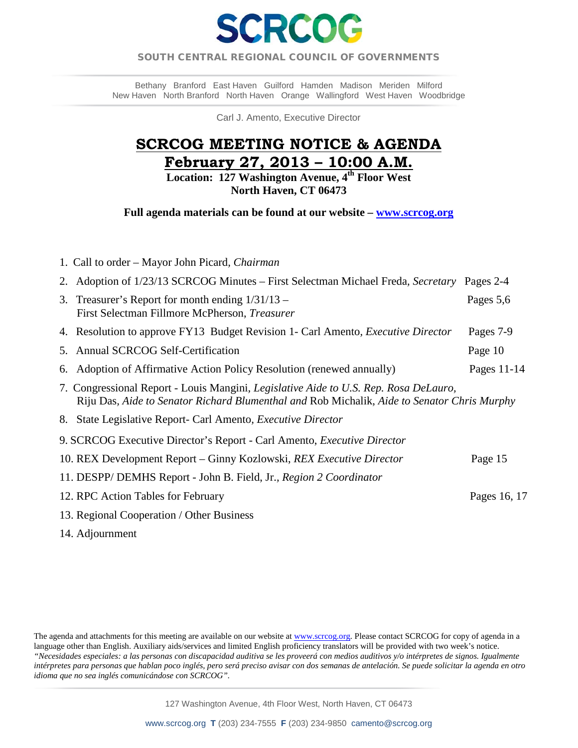# SCRCOG

**SOUTH CENTRAL REGIONAL COUNCIL OF GOVERNMENTS**

Bethany Branford East Haven Guilford Hamden Madison Meriden Milford
New Haven North Branford North Haven Orange Wallingford West Haven Woodbridge

Carl J. Amento, Executive Director

## SCRCOG MEETING NOTICE & AGENDA

## February 27, 2013 – 10:00 A.M.

**Location: 127 Washington Avenue, 4th Floor West**
**North Haven, CT 06473**

**Full agenda materials can be found at our website – www.scrcog.org**

1. Call to order – Mayor John Picard, *Chairman*
2. Adoption of 1/23/13 SCRCOG Minutes – First Selectman Michael Freda, *Secretary* Pages 2-4
3. Treasurer's Report for month ending 1/31/13 – First Selectman Fillmore McPherson, *Treasurer* Pages 5,6
4. Resolution to approve FY13 Budget Revision 1- Carl Amento, *Executive Director* Pages 7-9
5. Annual SCRCOG Self-Certification Page 10
6. Adoption of Affirmative Action Policy Resolution (renewed annually) Pages 11-14
7. Congressional Report - Louis Mangini, *Legislative Aide to U.S. Rep. Rosa DeLauro*, Riju Das, *Aide to Senator Richard Blumenthal and* Rob Michalik, *Aide to Senator Chris Murphy*
8. State Legislative Report- Carl Amento, *Executive Director*
9. SCRCOG Executive Director's Report - Carl Amento, *Executive Director*
10. REX Development Report – Ginny Kozlowski, *REX Executive Director* Page 15
11. DESPP/ DEMHS Report - John B. Field, Jr., *Region 2 Coordinator*
12. RPC Action Tables for February Pages 16, 17
13. Regional Cooperation / Other Business
14. Adjournment

The agenda and attachments for this meeting are available on our website at www.scrcog.org. Please contact SCRCOG for copy of agenda in a language other than English. Auxiliary aids/services and limited English proficiency translators will be provided with two week's notice.
*"Necesidades especiales: a las personas con discapacidad auditiva se les proveerá con medios auditivos y/o intérpretes de signos. Igualmente intérpretes para personas que hablan poco inglés, pero será preciso avisar con dos semanas de antelación. Se puede solicitar la agenda en otro idioma que no sea inglés comunicándose con SCRCOG".*

127 Washington Avenue, 4th Floor West, North Haven, CT 06473

www.scrcog.org **T** (203) 234-7555 **F** (203) 234-9850 camento@scrcog.org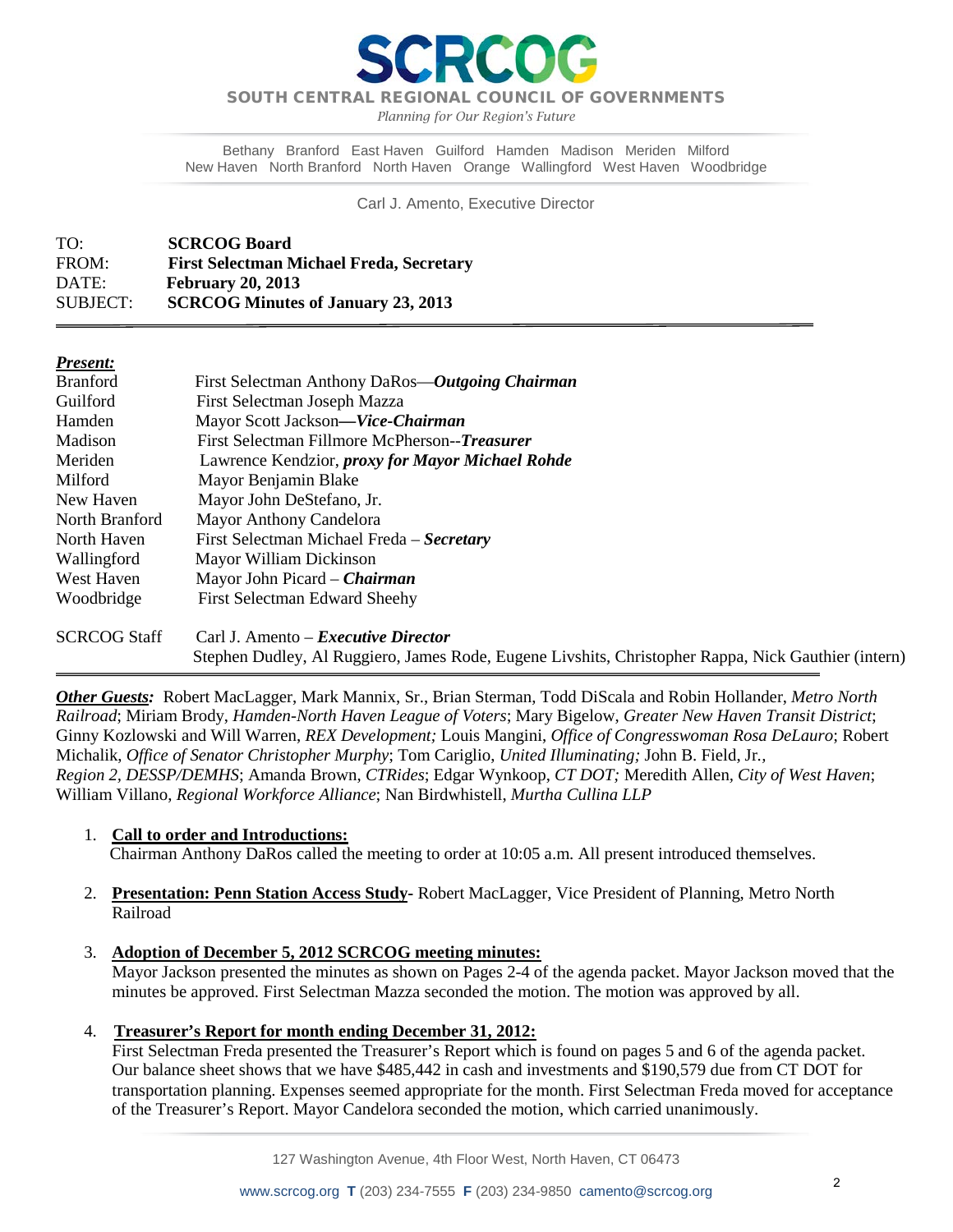# SCRCOG

**SOUTH CENTRAL REGIONAL COUNCIL OF GOVERNMENTS**

*Planning for Our Region's Future*

Bethany Branford East Haven Guilford Hamden Madison Meriden Milford
New Haven North Branford North Haven Orange Wallingford West Haven Woodbridge

Carl J. Amento, Executive Director

| | |
|---|---|
| TO: | **SCRCOG Board** |
| FROM: | **First Selectman Michael Freda, Secretary** |
| DATE: | **February 20, 2013** |
| SUBJECT: | **SCRCOG Minutes of January 23, 2013** |

***Present:***

| | |
|---|---|
| Branford | First Selectman Anthony DaRos—***Outgoing Chairman*** |
| Guilford | First Selectman Joseph Mazza |
| Hamden | Mayor Scott Jackson—***Vice-Chairman*** |
| Madison | First Selectman Fillmore McPherson--***Treasurer*** |
| Meriden | Lawrence Kendzior, ***proxy for Mayor Michael Rohde*** |
| Milford | Mayor Benjamin Blake |
| New Haven | Mayor John DeStefano, Jr. |
| North Branford | Mayor Anthony Candelora |
| North Haven | First Selectman Michael Freda – ***Secretary*** |
| Wallingford | Mayor William Dickinson |
| West Haven | Mayor John Picard – ***Chairman*** |
| Woodbridge | First Selectman Edward Sheehy |
| SCRCOG Staff | Carl J. Amento – ***Executive Director*** |
| | Stephen Dudley, Al Ruggiero, James Rode, Eugene Livshits, Christopher Rappa, Nick Gauthier (intern) |

***Other Guests:*** Robert MacLagger, Mark Mannix, Sr., Brian Sterman, Todd DiScala and Robin Hollander, *Metro North Railroad*; Miriam Brody, *Hamden-North Haven League of Voters*; Mary Bigelow, *Greater New Haven Transit District*; Ginny Kozlowski and Will Warren, *REX Development;* Louis Mangini, *Office of Congresswoman Rosa DeLauro*; Robert Michalik, *Office of Senator Christopher Murphy*; Tom Cariglio, *United Illuminating;* John B. Field, Jr., *Region 2, DESSP/DEMHS*; Amanda Brown, *CTRides*; Edgar Wynkoop, *CT DOT;* Meredith Allen, *City of West Haven*; William Villano, *Regional Workforce Alliance*; Nan Birdwhistell, *Murtha Cullina LLP*

1. **Call to order and Introductions:**
   Chairman Anthony DaRos called the meeting to order at 10:05 a.m. All present introduced themselves.

2. **Presentation: Penn Station Access Study**- Robert MacLagger, Vice President of Planning, Metro North Railroad

3. **Adoption of December 5, 2012 SCRCOG meeting minutes:**
   Mayor Jackson presented the minutes as shown on Pages 2-4 of the agenda packet. Mayor Jackson moved that the minutes be approved. First Selectman Mazza seconded the motion. The motion was approved by all.

4. **Treasurer's Report for month ending December 31, 2012:**
   First Selectman Freda presented the Treasurer's Report which is found on pages 5 and 6 of the agenda packet. Our balance sheet shows that we have $485,442 in cash and investments and $190,579 due from CT DOT for transportation planning. Expenses seemed appropriate for the month. First Selectman Freda moved for acceptance of the Treasurer's Report. Mayor Candelora seconded the motion, which carried unanimously.

127 Washington Avenue, 4th Floor West, North Haven, CT 06473

www.scrcog.org T (203) 234-7555 F (203) 234-9850 camento@scrcog.org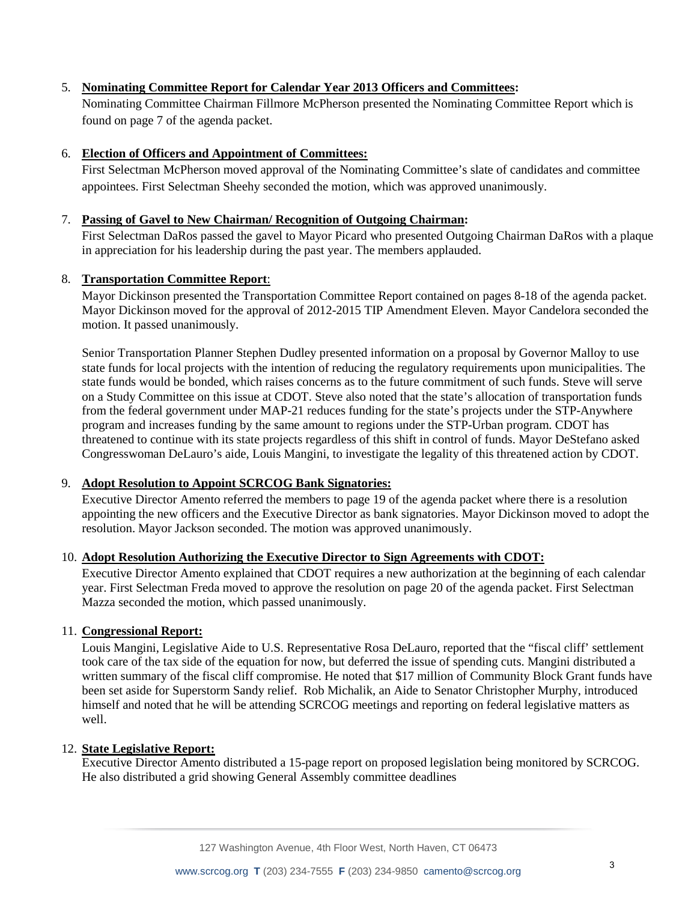5. **Nominating Committee Report for Calendar Year 2013 Officers and Committees:**
   Nominating Committee Chairman Fillmore McPherson presented the Nominating Committee Report which is found on page 7 of the agenda packet.

6. **Election of Officers and Appointment of Committees:**
   First Selectman McPherson moved approval of the Nominating Committee's slate of candidates and committee appointees. First Selectman Sheehy seconded the motion, which was approved unanimously.

7. **Passing of Gavel to New Chairman/ Recognition of Outgoing Chairman:**
   First Selectman DaRos passed the gavel to Mayor Picard who presented Outgoing Chairman DaRos with a plaque in appreciation for his leadership during the past year. The members applauded.

8. **Transportation Committee Report**:
   Mayor Dickinson presented the Transportation Committee Report contained on pages 8-18 of the agenda packet. Mayor Dickinson moved for the approval of 2012-2015 TIP Amendment Eleven. Mayor Candelora seconded the motion. It passed unanimously.

   Senior Transportation Planner Stephen Dudley presented information on a proposal by Governor Malloy to use state funds for local projects with the intention of reducing the regulatory requirements upon municipalities. The state funds would be bonded, which raises concerns as to the future commitment of such funds. Steve will serve on a Study Committee on this issue at CDOT. Steve also noted that the state's allocation of transportation funds from the federal government under MAP-21 reduces funding for the state's projects under the STP-Anywhere program and increases funding by the same amount to regions under the STP-Urban program. CDOT has threatened to continue with its state projects regardless of this shift in control of funds. Mayor DeStefano asked Congresswoman DeLauro's aide, Louis Mangini, to investigate the legality of this threatened action by CDOT.

9. **Adopt Resolution to Appoint SCRCOG Bank Signatories:**
   Executive Director Amento referred the members to page 19 of the agenda packet where there is a resolution appointing the new officers and the Executive Director as bank signatories. Mayor Dickinson moved to adopt the resolution. Mayor Jackson seconded. The motion was approved unanimously.

10. **Adopt Resolution Authorizing the Executive Director to Sign Agreements with CDOT:**
    Executive Director Amento explained that CDOT requires a new authorization at the beginning of each calendar year. First Selectman Freda moved to approve the resolution on page 20 of the agenda packet. First Selectman Mazza seconded the motion, which passed unanimously.

11. **Congressional Report:**
    Louis Mangini, Legislative Aide to U.S. Representative Rosa DeLauro, reported that the "fiscal cliff' settlement took care of the tax side of the equation for now, but deferred the issue of spending cuts. Mangini distributed a written summary of the fiscal cliff compromise. He noted that $17 million of Community Block Grant funds have been set aside for Superstorm Sandy relief. Rob Michalik, an Aide to Senator Christopher Murphy, introduced himself and noted that he will be attending SCRCOG meetings and reporting on federal legislative matters as well.

12. **State Legislative Report:**
    Executive Director Amento distributed a 15-page report on proposed legislation being monitored by SCRCOG. He also distributed a grid showing General Assembly committee deadlines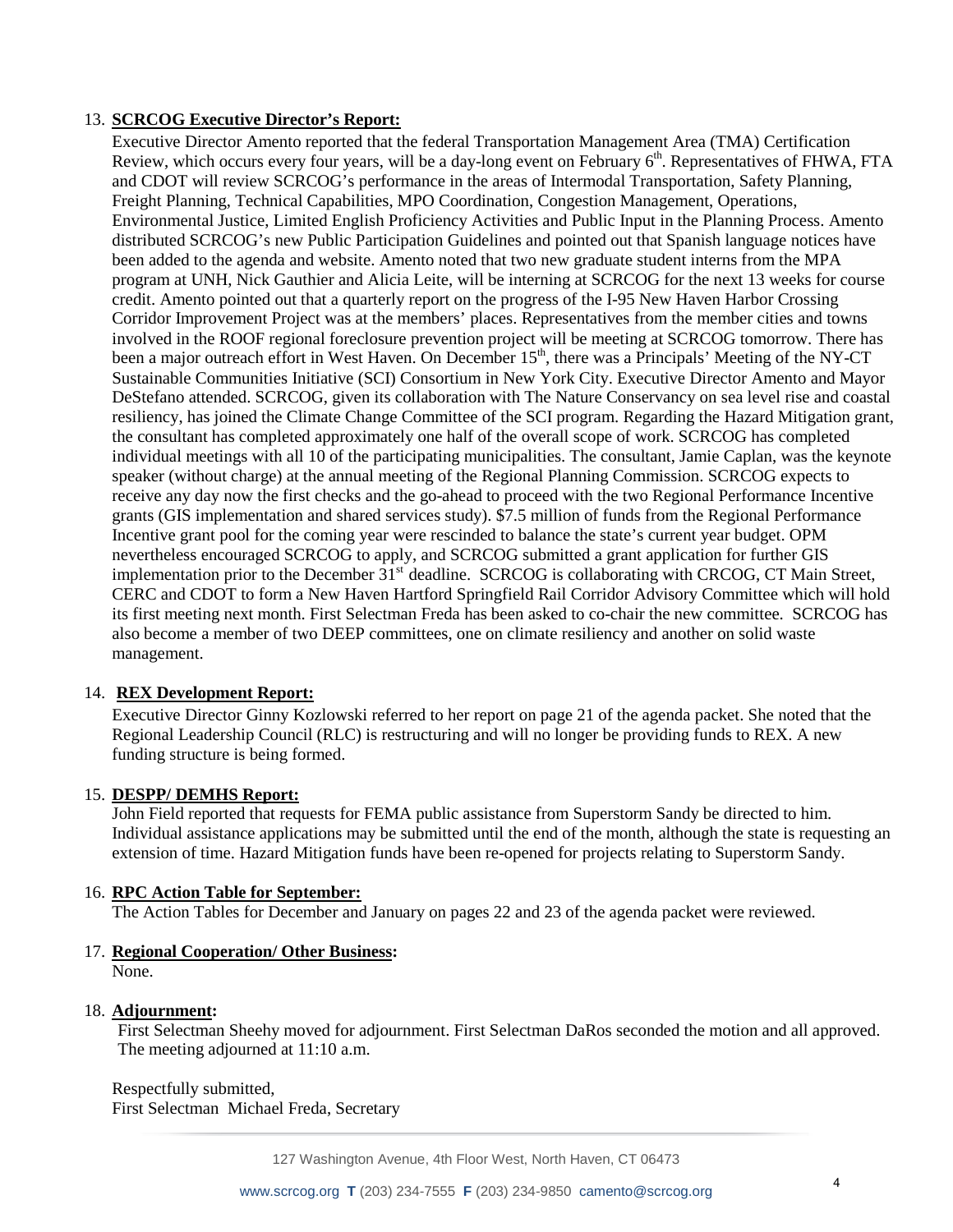13. **SCRCOG Executive Director's Report:**

Executive Director Amento reported that the federal Transportation Management Area (TMA) Certification Review, which occurs every four years, will be a day-long event on February 6th. Representatives of FHWA, FTA and CDOT will review SCRCOG's performance in the areas of Intermodal Transportation, Safety Planning, Freight Planning, Technical Capabilities, MPO Coordination, Congestion Management, Operations, Environmental Justice, Limited English Proficiency Activities and Public Input in the Planning Process. Amento distributed SCRCOG's new Public Participation Guidelines and pointed out that Spanish language notices have been added to the agenda and website. Amento noted that two new graduate student interns from the MPA program at UNH, Nick Gauthier and Alicia Leite, will be interning at SCRCOG for the next 13 weeks for course credit. Amento pointed out that a quarterly report on the progress of the I-95 New Haven Harbor Crossing Corridor Improvement Project was at the members' places. Representatives from the member cities and towns involved in the ROOF regional foreclosure prevention project will be meeting at SCRCOG tomorrow. There has been a major outreach effort in West Haven. On December 15th, there was a Principals' Meeting of the NY-CT Sustainable Communities Initiative (SCI) Consortium in New York City. Executive Director Amento and Mayor DeStefano attended. SCRCOG, given its collaboration with The Nature Conservancy on sea level rise and coastal resiliency, has joined the Climate Change Committee of the SCI program. Regarding the Hazard Mitigation grant, the consultant has completed approximately one half of the overall scope of work. SCRCOG has completed individual meetings with all 10 of the participating municipalities. The consultant, Jamie Caplan, was the keynote speaker (without charge) at the annual meeting of the Regional Planning Commission. SCRCOG expects to receive any day now the first checks and the go-ahead to proceed with the two Regional Performance Incentive grants (GIS implementation and shared services study). $7.5 million of funds from the Regional Performance Incentive grant pool for the coming year were rescinded to balance the state's current year budget. OPM nevertheless encouraged SCRCOG to apply, and SCRCOG submitted a grant application for further GIS implementation prior to the December 31st deadline. SCRCOG is collaborating with CRCOG, CT Main Street, CERC and CDOT to form a New Haven Hartford Springfield Rail Corridor Advisory Committee which will hold its first meeting next month. First Selectman Freda has been asked to co-chair the new committee. SCRCOG has also become a member of two DEEP committees, one on climate resiliency and another on solid waste management.

14. **REX Development Report:**

Executive Director Ginny Kozlowski referred to her report on page 21 of the agenda packet. She noted that the Regional Leadership Council (RLC) is restructuring and will no longer be providing funds to REX. A new funding structure is being formed.

15. **DESPP/ DEMHS Report:**

John Field reported that requests for FEMA public assistance from Superstorm Sandy be directed to him. Individual assistance applications may be submitted until the end of the month, although the state is requesting an extension of time. Hazard Mitigation funds have been re-opened for projects relating to Superstorm Sandy.

16. **RPC Action Table for September:**

The Action Tables for December and January on pages 22 and 23 of the agenda packet were reviewed.

17. **Regional Cooperation/ Other Business:**

None.

18. **Adjournment:**

First Selectman Sheehy moved for adjournment. First Selectman DaRos seconded the motion and all approved. The meeting adjourned at 11:10 a.m.

Respectfully submitted,
First Selectman Michael Freda, Secretary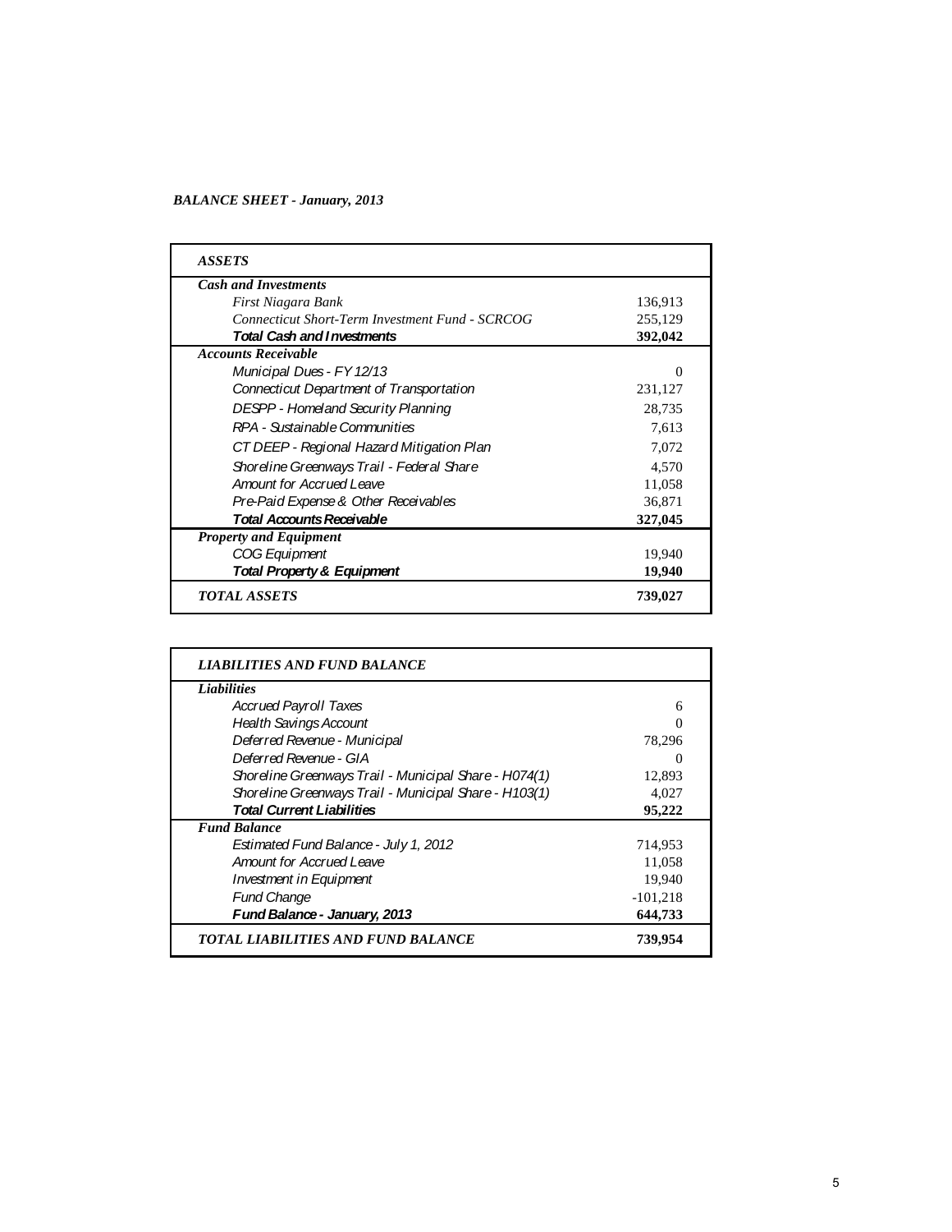*BALANCE SHEET - January, 2013*

| ***ASSETS*** | |
|---|---|
| ***Cash and Investments*** | |
| *First Niagara Bank* | 136,913 |
| *Connecticut Short-Term Investment Fund - SCRCOG* | 255,129 |
| ***Total Cash and Investments*** | **392,042** |
| ***Accounts Receivable*** | |
| *Municipal Dues - FY 12/13* | 0 |
| *Connecticut Department of Transportation* | 231,127 |
| *DESPP - Homeland Security Planning* | 28,735 |
| *RPA - Sustainable Communities* | 7,613 |
| *CT DEEP - Regional Hazard Mitigation Plan* | 7,072 |
| *Shoreline Greenways Trail - Federal Share* | 4,570 |
| *Amount for Accrued Leave* | 11,058 |
| *Pre-Paid Expense & Other Receivables* | 36,871 |
| ***Total Accounts Receivable*** | **327,045** |
| ***Property and Equipment*** | |
| *COG Equipment* | 19,940 |
| ***Total Property & Equipment*** | **19,940** |
| ***TOTAL ASSETS*** | **739,027** |

| ***LIABILITIES AND FUND BALANCE*** | |
|---|---|
| ***Liabilities*** | |
| *Accrued Payroll Taxes* | 6 |
| *Health Savings Account* | 0 |
| *Deferred Revenue - Municipal* | 78,296 |
| *Deferred Revenue - GIA* | 0 |
| *Shoreline Greenways Trail - Municipal Share - H074(1)* | 12,893 |
| *Shoreline Greenways Trail - Municipal Share - H103(1)* | 4,027 |
| ***Total Current Liabilities*** | **95,222** |
| ***Fund Balance*** | |
| *Estimated Fund Balance - July 1, 2012* | 714,953 |
| *Amount for Accrued Leave* | 11,058 |
| *Investment in Equipment* | 19,940 |
| *Fund Change* | -101,218 |
| ***Fund Balance - January, 2013*** | **644,733** |
| ***TOTAL LIABILITIES AND FUND BALANCE*** | **739,954** |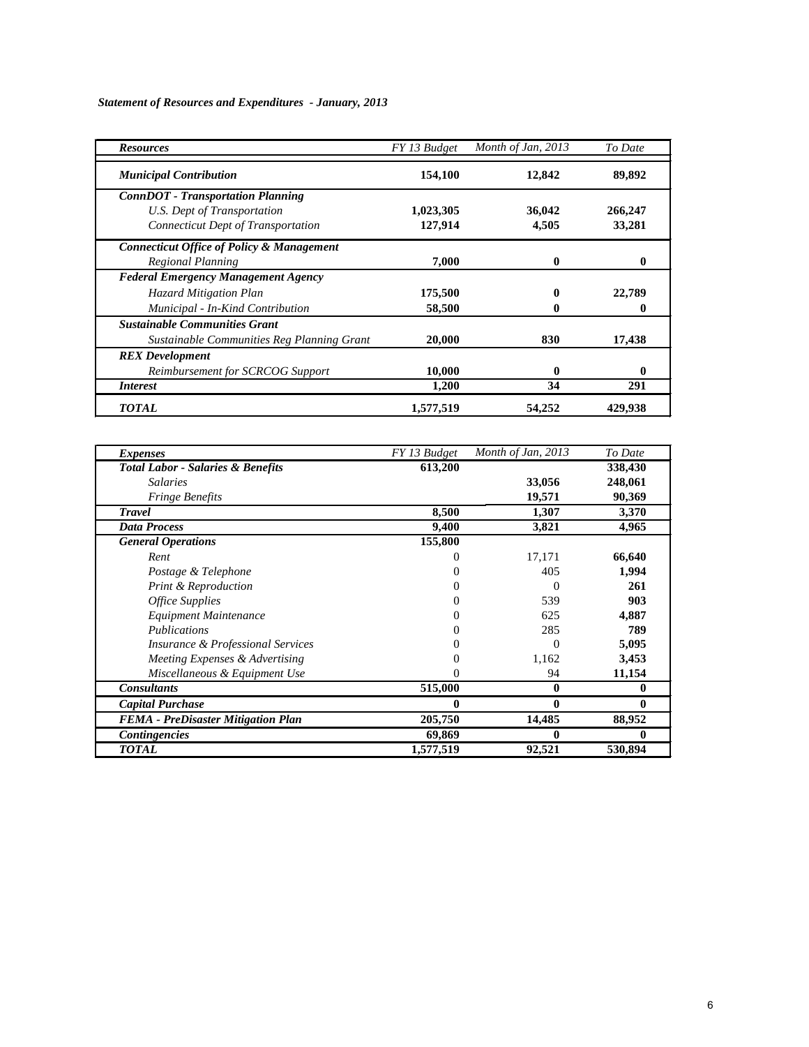*Statement of Resources and Expenditures - January, 2013*

| *Resources* | *FY 13 Budget* | *Month of Jan, 2013* | *To Date* |
|---|---|---|---|
| ***Municipal Contribution*** | **154,100** | **12,842** | **89,892** |
| ***ConnDOT - Transportation Planning*** | | | |
| *U.S. Dept of Transportation* | **1,023,305** | **36,042** | **266,247** |
| *Connecticut Dept of Transportation* | **127,914** | **4,505** | **33,281** |
| ***Connecticut Office of Policy & Management*** | | | |
| *Regional Planning* | **7,000** | **0** | **0** |
| ***Federal Emergency Management Agency*** | | | |
| *Hazard Mitigation Plan* | **175,500** | **0** | **22,789** |
| *Municipal - In-Kind Contribution* | **58,500** | **0** | **0** |
| ***Sustainable Communities Grant*** | | | |
| *Sustainable Communities Reg Planning Grant* | **20,000** | **830** | **17,438** |
| ***REX Development*** | | | |
| *Reimbursement for SCRCOG Support* | **10,000** | **0** | **0** |
| ***Interest*** | **1,200** | **34** | **291** |
| ***TOTAL*** | **1,577,519** | **54,252** | **429,938** |

| *Expenses* | *FY 13 Budget* | *Month of Jan, 2013* | *To Date* |
|---|---|---|---|
| ***Total Labor - Salaries & Benefits*** | **613,200** | | **338,430** |
| *Salaries* | | **33,056** | **248,061** |
| *Fringe Benefits* | | **19,571** | **90,369** |
| ***Travel*** | **8,500** | **1,307** | **3,370** |
| ***Data Process*** | **9,400** | **3,821** | **4,965** |
| ***General Operations*** | **155,800** | | |
| *Rent* | 0 | 17,171 | **66,640** |
| *Postage & Telephone* | 0 | 405 | **1,994** |
| *Print & Reproduction* | 0 | 0 | **261** |
| *Office Supplies* | 0 | 539 | **903** |
| *Equipment Maintenance* | 0 | 625 | **4,887** |
| *Publications* | 0 | 285 | **789** |
| *Insurance & Professional Services* | 0 | 0 | **5,095** |
| *Meeting Expenses & Advertising* | 0 | 1,162 | **3,453** |
| *Miscellaneous & Equipment Use* | 0 | 94 | **11,154** |
| ***Consultants*** | **515,000** | **0** | **0** |
| ***Capital Purchase*** | **0** | **0** | **0** |
| ***FEMA - PreDisaster Mitigation Plan*** | **205,750** | **14,485** | **88,952** |
| ***Contingencies*** | **69,869** | **0** | **0** |
| ***TOTAL*** | **1,577,519** | **92,521** | **530,894** |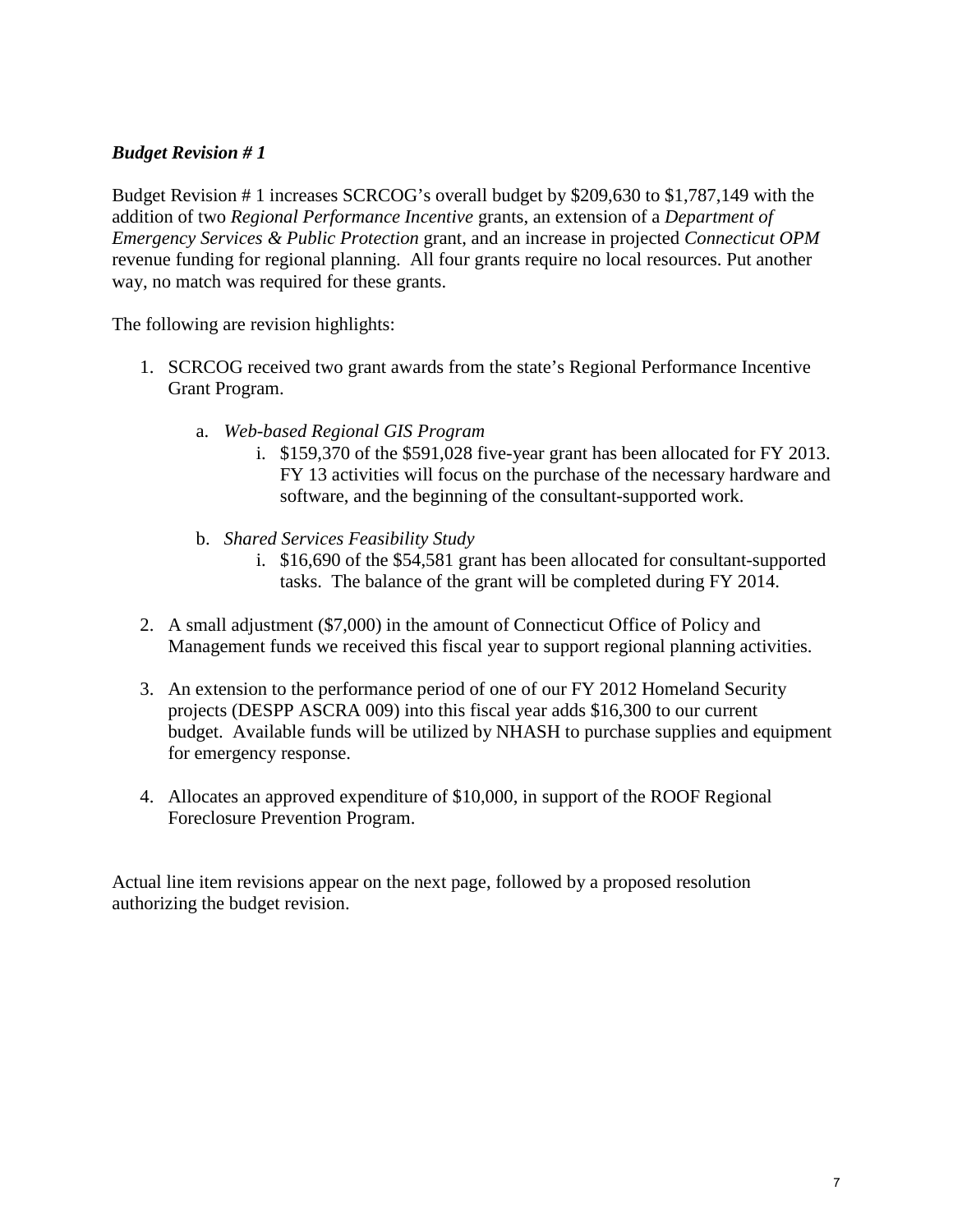***Budget Revision # 1***

Budget Revision # 1 increases SCRCOG's overall budget by $209,630 to $1,787,149 with the addition of two *Regional Performance Incentive* grants, an extension of a *Department of Emergency Services & Public Protection* grant, and an increase in projected *Connecticut OPM* revenue funding for regional planning. All four grants require no local resources. Put another way, no match was required for these grants.

The following are revision highlights:

1. SCRCOG received two grant awards from the state's Regional Performance Incentive Grant Program.

    a. *Web-based Regional GIS Program*

        i. $159,370 of the $591,028 five-year grant has been allocated for FY 2013. FY 13 activities will focus on the purchase of the necessary hardware and software, and the beginning of the consultant-supported work.

    b. *Shared Services Feasibility Study*

        i. $16,690 of the $54,581 grant has been allocated for consultant-supported tasks. The balance of the grant will be completed during FY 2014.

2. A small adjustment ($7,000) in the amount of Connecticut Office of Policy and Management funds we received this fiscal year to support regional planning activities.

3. An extension to the performance period of one of our FY 2012 Homeland Security projects (DESPP ASCRA 009) into this fiscal year adds $16,300 to our current budget. Available funds will be utilized by NHASH to purchase supplies and equipment for emergency response.

4. Allocates an approved expenditure of $10,000, in support of the ROOF Regional Foreclosure Prevention Program.

Actual line item revisions appear on the next page, followed by a proposed resolution authorizing the budget revision.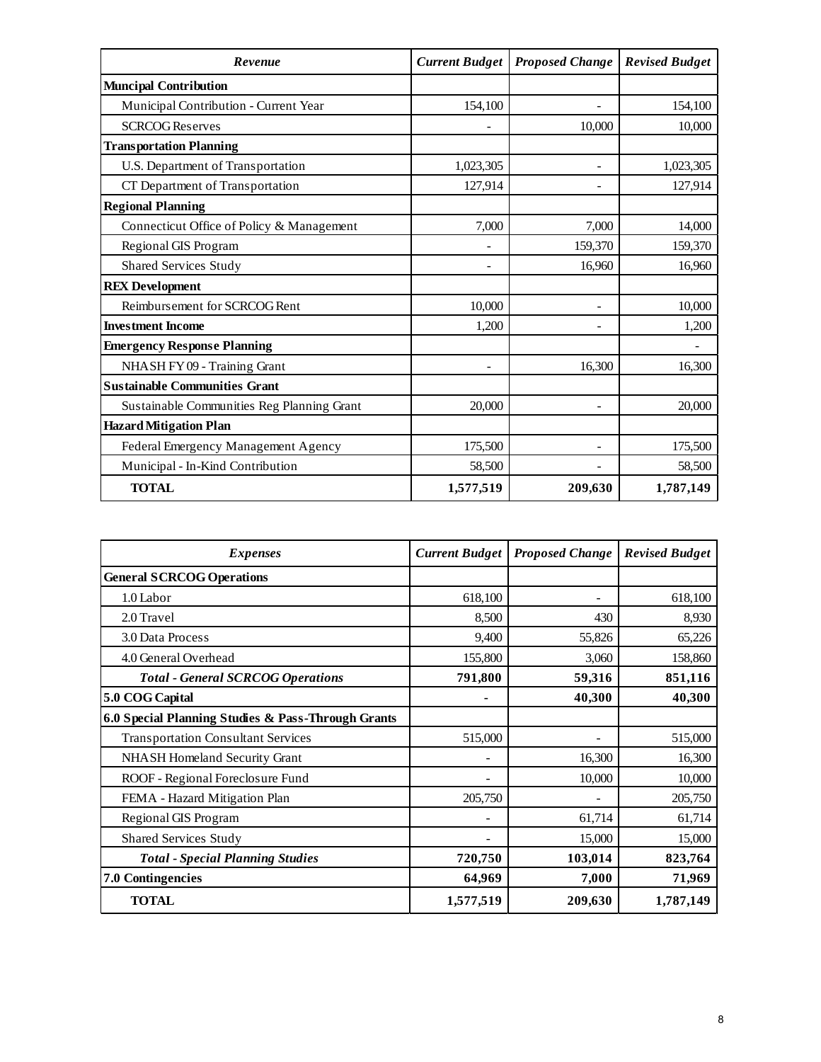| *Revenue* | *Current Budget* | *Proposed Change* | *Revised Budget* |
|---|---|---|---|
| **Muncipal Contribution** | | | |
| Municipal Contribution - Current Year | 154,100 | - | 154,100 |
| SCRCOG Reserves | - | 10,000 | 10,000 |
| **Transportation Planning** | | | |
| U.S. Department of Transportation | 1,023,305 | - | 1,023,305 |
| CT Department of Transportation | 127,914 | - | 127,914 |
| **Regional Planning** | | | |
| Connecticut Office of Policy & Management | 7,000 | 7,000 | 14,000 |
| Regional GIS Program | - | 159,370 | 159,370 |
| Shared Services Study | - | 16,960 | 16,960 |
| **REX Development** | | | |
| Reimbursement for SCRCOG Rent | 10,000 | - | 10,000 |
| **Investment Income** | 1,200 | - | 1,200 |
| **Emergency Response Planning** | | | - |
| NHASH FY 09 - Training Grant | - | 16,300 | 16,300 |
| **Sustainable Communities Grant** | | | |
| Sustainable Communities Reg Planning Grant | 20,000 | - | 20,000 |
| **Hazard Mitigation Plan** | | | |
| Federal Emergency Management Agency | 175,500 | - | 175,500 |
| Municipal - In-Kind Contribution | 58,500 | - | 58,500 |
| **TOTAL** | **1,577,519** | **209,630** | **1,787,149** |

| *Expenses* | *Current Budget* | *Proposed Change* | *Revised Budget* |
|---|---|---|---|
| **General SCRCOG Operations** | | | |
| 1.0 Labor | 618,100 | - | 618,100 |
| 2.0 Travel | 8,500 | 430 | 8,930 |
| 3.0 Data Process | 9,400 | 55,826 | 65,226 |
| 4.0 General Overhead | 155,800 | 3,060 | 158,860 |
| ***Total - General SCRCOG Operations*** | **791,800** | **59,316** | **851,116** |
| **5.0 COG Capital** | **-** | **40,300** | **40,300** |
| **6.0 Special Planning Studies & Pass-Through Grants** | | | |
| Transportation Consultant Services | 515,000 | - | 515,000 |
| NHASH Homeland Security Grant | - | 16,300 | 16,300 |
| ROOF - Regional Foreclosure Fund | - | 10,000 | 10,000 |
| FEMA - Hazard Mitigation Plan | 205,750 | - | 205,750 |
| Regional GIS Program | - | 61,714 | 61,714 |
| Shared Services Study | - | 15,000 | 15,000 |
| ***Total - Special Planning Studies*** | **720,750** | **103,014** | **823,764** |
| **7.0 Contingencies** | **64,969** | **7,000** | **71,969** |
| **TOTAL** | **1,577,519** | **209,630** | **1,787,149** |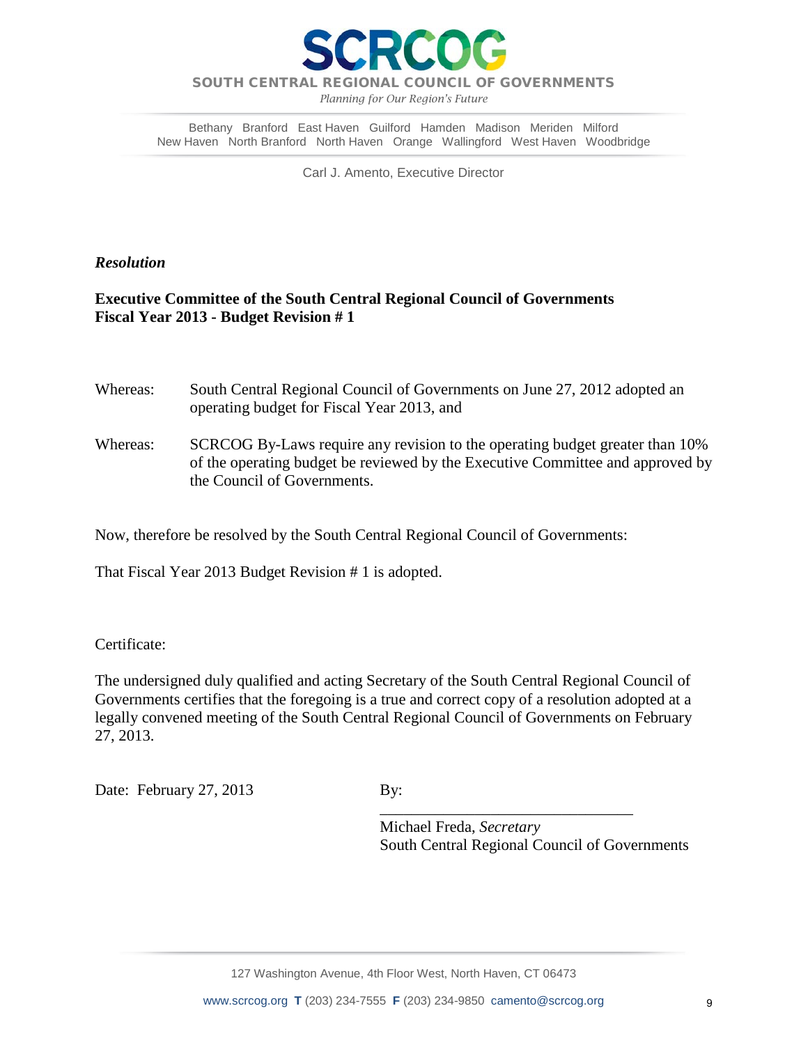# SCRCOG

**SOUTH CENTRAL REGIONAL COUNCIL OF GOVERNMENTS**

*Planning for Our Region's Future*

Bethany Branford East Haven Guilford Hamden Madison Meriden Milford
New Haven North Branford North Haven Orange Wallingford West Haven Woodbridge

Carl J. Amento, Executive Director

***Resolution***

**Executive Committee of the South Central Regional Council of Governments**
**Fiscal Year 2013 - Budget Revision # 1**

Whereas: South Central Regional Council of Governments on June 27, 2012 adopted an operating budget for Fiscal Year 2013, and

Whereas: SCRCOG By-Laws require any revision to the operating budget greater than 10% of the operating budget be reviewed by the Executive Committee and approved by the Council of Governments.

Now, therefore be resolved by the South Central Regional Council of Governments:

That Fiscal Year 2013 Budget Revision # 1 is adopted.

Certificate:

The undersigned duly qualified and acting Secretary of the South Central Regional Council of Governments certifies that the foregoing is a true and correct copy of a resolution adopted at a legally convened meeting of the South Central Regional Council of Governments on February 27, 2013.

Date: February 27, 2013

By: \_\_\_\_\_\_\_\_\_\_\_\_\_\_\_\_\_\_\_\_\_\_\_\_\_\_\_\_\_\_\_\_

Michael Freda, *Secretary*
South Central Regional Council of Governments

127 Washington Avenue, 4th Floor West, North Haven, CT 06473

www.scrcog.org **T** (203) 234-7555 **F** (203) 234-9850 camento@scrcog.org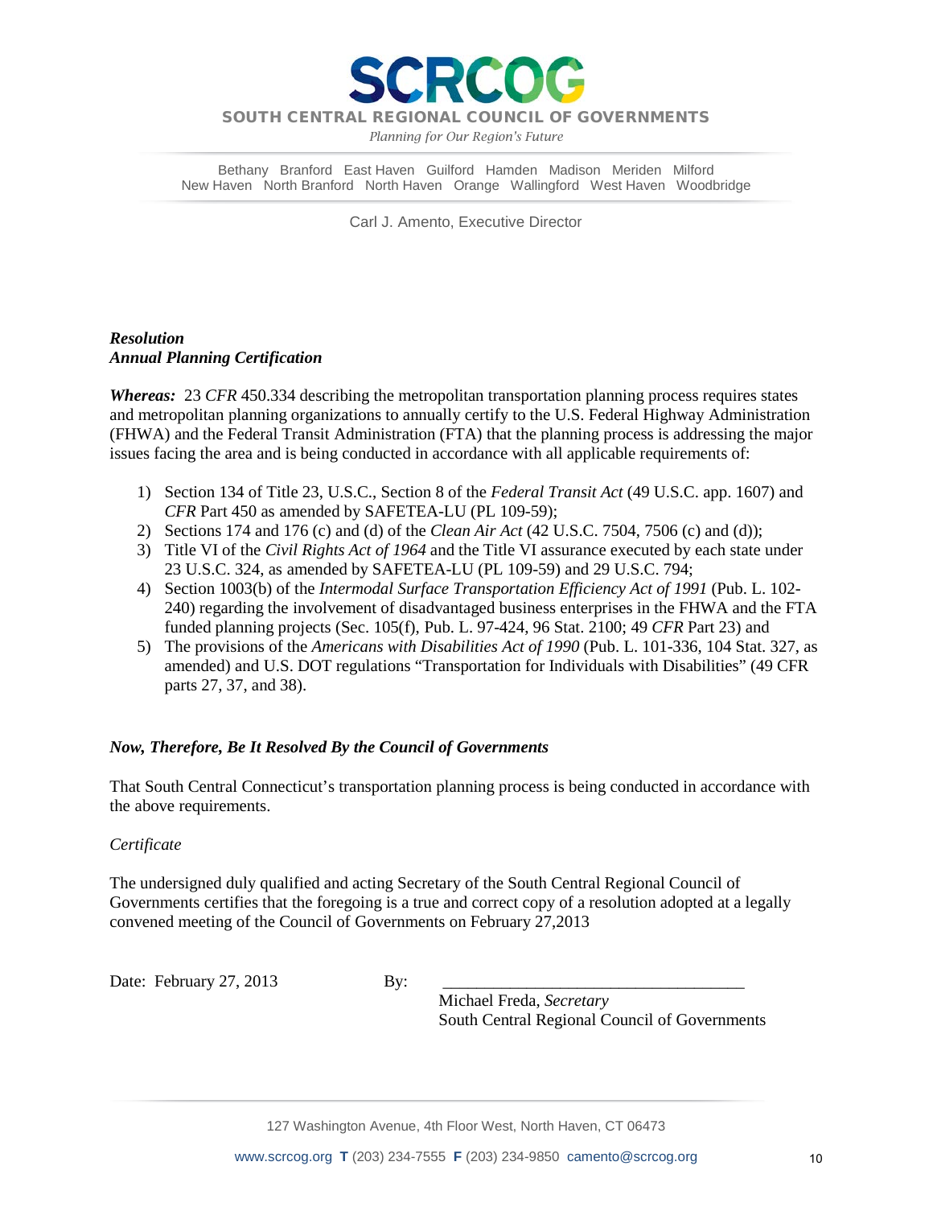# SCRCOG

**SOUTH CENTRAL REGIONAL COUNCIL OF GOVERNMENTS**

*Planning for Our Region's Future*

Bethany Branford East Haven Guilford Hamden Madison Meriden Milford
New Haven North Branford North Haven Orange Wallingford West Haven Woodbridge

Carl J. Amento, Executive Director

***Resolution***
***Annual Planning Certification***

***Whereas:*** 23 *CFR* 450.334 describing the metropolitan transportation planning process requires states and metropolitan planning organizations to annually certify to the U.S. Federal Highway Administration (FHWA) and the Federal Transit Administration (FTA) that the planning process is addressing the major issues facing the area and is being conducted in accordance with all applicable requirements of:

1) Section 134 of Title 23, U.S.C., Section 8 of the *Federal Transit Act* (49 U.S.C. app. 1607) and *CFR* Part 450 as amended by SAFETEA-LU (PL 109-59);
2) Sections 174 and 176 (c) and (d) of the *Clean Air Act* (42 U.S.C. 7504, 7506 (c) and (d));
3) Title VI of the *Civil Rights Act of 1964* and the Title VI assurance executed by each state under 23 U.S.C. 324, as amended by SAFETEA-LU (PL 109-59) and 29 U.S.C. 794;
4) Section 1003(b) of the *Intermodal Surface Transportation Efficiency Act of 1991* (Pub. L. 102-240) regarding the involvement of disadvantaged business enterprises in the FHWA and the FTA funded planning projects (Sec. 105(f), Pub. L. 97-424, 96 Stat. 2100; 49 *CFR* Part 23) and
5) The provisions of the *Americans with Disabilities Act of 1990* (Pub. L. 101-336, 104 Stat. 327, as amended) and U.S. DOT regulations "Transportation for Individuals with Disabilities" (49 CFR parts 27, 37, and 38).

***Now, Therefore, Be It Resolved By the Council of Governments***

That South Central Connecticut's transportation planning process is being conducted in accordance with the above requirements.

*Certificate*

The undersigned duly qualified and acting Secretary of the South Central Regional Council of Governments certifies that the foregoing is a true and correct copy of a resolution adopted at a legally convened meeting of the Council of Governments on February 27,2013

Date: February 27, 2013

By: ___________________________________

Michael Freda, *Secretary*
South Central Regional Council of Governments

127 Washington Avenue, 4th Floor West, North Haven, CT 06473

www.scrcog.org **T** (203) 234-7555 **F** (203) 234-9850 camento@scrcog.org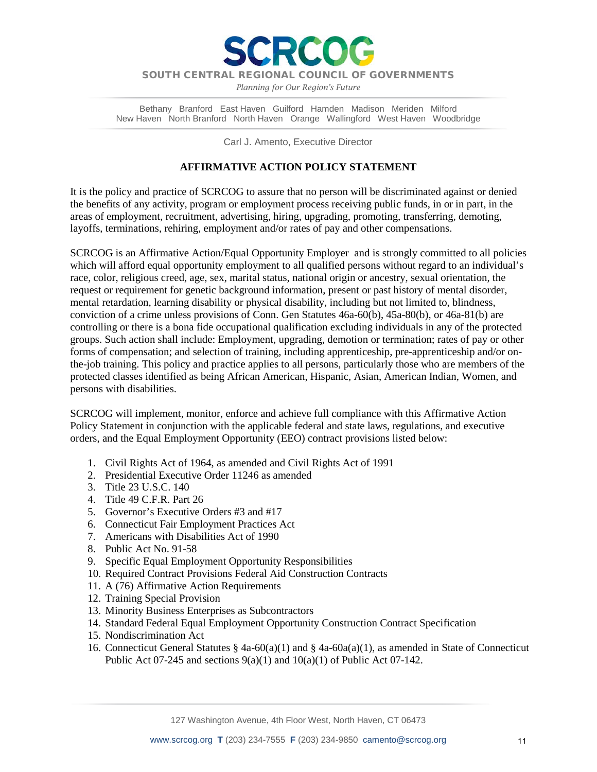# SCRCOG

**SOUTH CENTRAL REGIONAL COUNCIL OF GOVERNMENTS**

*Planning for Our Region's Future*

Bethany Branford East Haven Guilford Hamden Madison Meriden Milford
New Haven North Branford North Haven Orange Wallingford West Haven Woodbridge

Carl J. Amento, Executive Director

## AFFIRMATIVE ACTION POLICY STATEMENT

It is the policy and practice of SCRCOG to assure that no person will be discriminated against or denied the benefits of any activity, program or employment process receiving public funds, in or in part, in the areas of employment, recruitment, advertising, hiring, upgrading, promoting, transferring, demoting, layoffs, terminations, rehiring, employment and/or rates of pay and other compensations.

SCRCOG is an Affirmative Action/Equal Opportunity Employer and is strongly committed to all policies which will afford equal opportunity employment to all qualified persons without regard to an individual's race, color, religious creed, age, sex, marital status, national origin or ancestry, sexual orientation, the request or requirement for genetic background information, present or past history of mental disorder, mental retardation, learning disability or physical disability, including but not limited to, blindness, conviction of a crime unless provisions of Conn. Gen Statutes 46a-60(b), 45a-80(b), or 46a-81(b) are controlling or there is a bona fide occupational qualification excluding individuals in any of the protected groups. Such action shall include: Employment, upgrading, demotion or termination; rates of pay or other forms of compensation; and selection of training, including apprenticeship, pre-apprenticeship and/or on-the-job training. This policy and practice applies to all persons, particularly those who are members of the protected classes identified as being African American, Hispanic, Asian, American Indian, Women, and persons with disabilities.

SCRCOG will implement, monitor, enforce and achieve full compliance with this Affirmative Action Policy Statement in conjunction with the applicable federal and state laws, regulations, and executive orders, and the Equal Employment Opportunity (EEO) contract provisions listed below:

1. Civil Rights Act of 1964, as amended and Civil Rights Act of 1991
2. Presidential Executive Order 11246 as amended
3. Title 23 U.S.C. 140
4. Title 49 C.F.R. Part 26
5. Governor's Executive Orders #3 and #17
6. Connecticut Fair Employment Practices Act
7. Americans with Disabilities Act of 1990
8. Public Act No. 91-58
9. Specific Equal Employment Opportunity Responsibilities
10. Required Contract Provisions Federal Aid Construction Contracts
11. A (76) Affirmative Action Requirements
12. Training Special Provision
13. Minority Business Enterprises as Subcontractors
14. Standard Federal Equal Employment Opportunity Construction Contract Specification
15. Nondiscrimination Act
16. Connecticut General Statutes § 4a-60(a)(1) and § 4a-60a(a)(1), as amended in State of Connecticut Public Act 07-245 and sections 9(a)(1) and 10(a)(1) of Public Act 07-142.

127 Washington Avenue, 4th Floor West, North Haven, CT 06473

www.scrcog.org **T** (203) 234-7555 **F** (203) 234-9850 camento@scrcog.org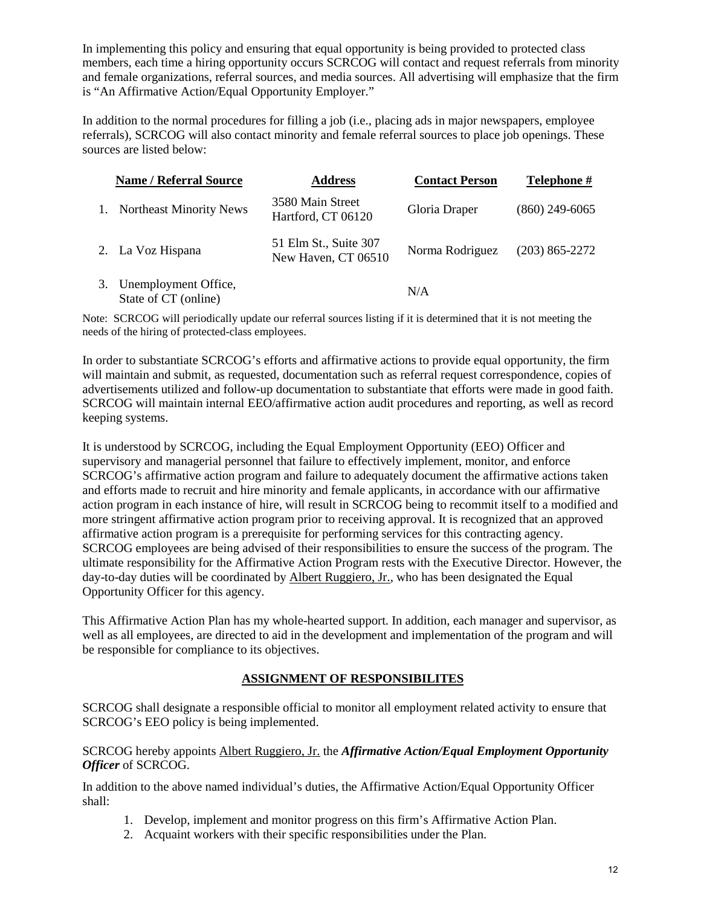In implementing this policy and ensuring that equal opportunity is being provided to protected class members, each time a hiring opportunity occurs SCRCOG will contact and request referrals from minority and female organizations, referral sources, and media sources. All advertising will emphasize that the firm is "An Affirmative Action/Equal Opportunity Employer."

In addition to the normal procedures for filling a job (i.e., placing ads in major newspapers, employee referrals), SCRCOG will also contact minority and female referral sources to place job openings. These sources are listed below:

| Name / Referral Source | Address | Contact Person | Telephone # |
|---|---|---|---|
| 1. Northeast Minority News | 3580 Main Street<br>Hartford, CT 06120 | Gloria Draper | (860) 249-6065 |
| 2. La Voz Hispana | 51 Elm St., Suite 307<br>New Haven, CT 06510 | Norma Rodriguez | (203) 865-2272 |
| 3. Unemployment Office, State of CT (online) | | N/A | |

Note: SCRCOG will periodically update our referral sources listing if it is determined that it is not meeting the needs of the hiring of protected-class employees.

In order to substantiate SCRCOG's efforts and affirmative actions to provide equal opportunity, the firm will maintain and submit, as requested, documentation such as referral request correspondence, copies of advertisements utilized and follow-up documentation to substantiate that efforts were made in good faith. SCRCOG will maintain internal EEO/affirmative action audit procedures and reporting, as well as record keeping systems.

It is understood by SCRCOG, including the Equal Employment Opportunity (EEO) Officer and supervisory and managerial personnel that failure to effectively implement, monitor, and enforce SCRCOG's affirmative action program and failure to adequately document the affirmative actions taken and efforts made to recruit and hire minority and female applicants, in accordance with our affirmative action program in each instance of hire, will result in SCRCOG being to recommit itself to a modified and more stringent affirmative action program prior to receiving approval. It is recognized that an approved affirmative action program is a prerequisite for performing services for this contracting agency. SCRCOG employees are being advised of their responsibilities to ensure the success of the program. The ultimate responsibility for the Affirmative Action Program rests with the Executive Director. However, the day-to-day duties will be coordinated by Albert Ruggiero, Jr., who has been designated the Equal Opportunity Officer for this agency.

This Affirmative Action Plan has my whole-hearted support. In addition, each manager and supervisor, as well as all employees, are directed to aid in the development and implementation of the program and will be responsible for compliance to its objectives.

## ASSIGNMENT OF RESPONSIBILITES

SCRCOG shall designate a responsible official to monitor all employment related activity to ensure that SCRCOG's EEO policy is being implemented.

SCRCOG hereby appoints Albert Ruggiero, Jr. the ***Affirmative Action/Equal Employment Opportunity Officer*** of SCRCOG.

In addition to the above named individual's duties, the Affirmative Action/Equal Opportunity Officer shall:

1. Develop, implement and monitor progress on this firm's Affirmative Action Plan.
2. Acquaint workers with their specific responsibilities under the Plan.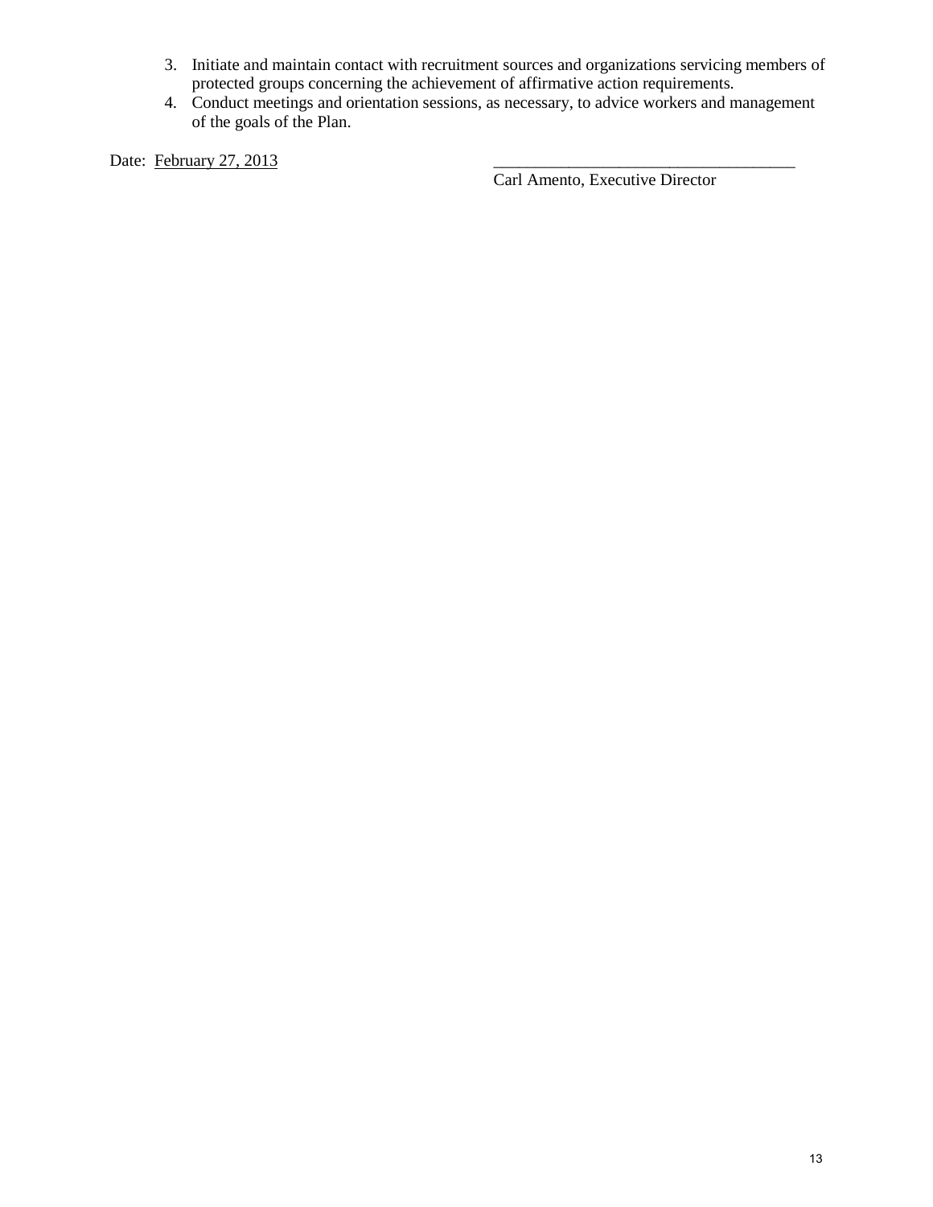3. Initiate and maintain contact with recruitment sources and organizations servicing members of protected groups concerning the achievement of affirmative action requirements.
4. Conduct meetings and orientation sessions, as necessary, to advice workers and management of the goals of the Plan.

Date: February 27, 2013

____________________________________
Carl Amento, Executive Director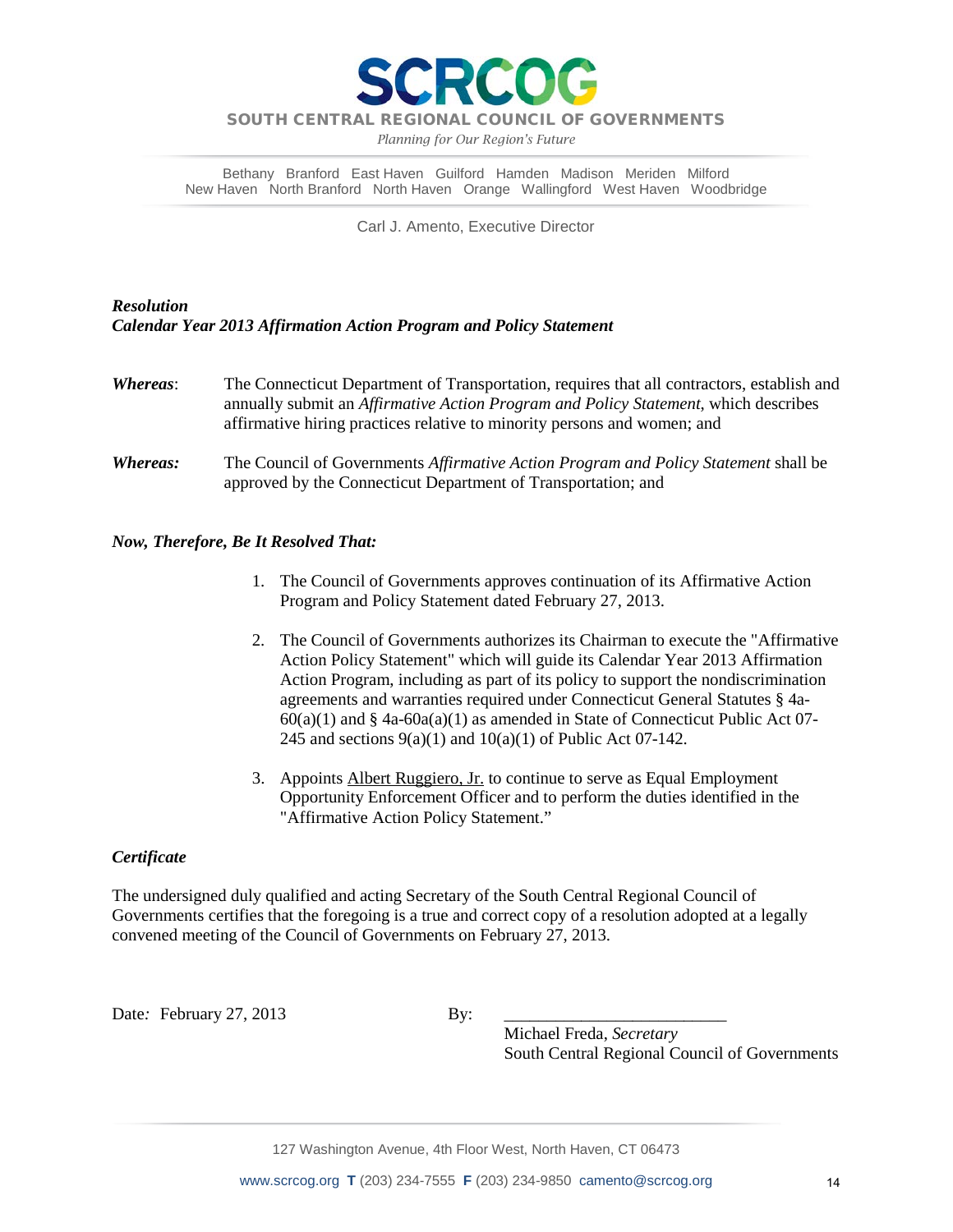# SCRCOG

**SOUTH CENTRAL REGIONAL COUNCIL OF GOVERNMENTS**

*Planning for Our Region's Future*

Bethany Branford East Haven Guilford Hamden Madison Meriden Milford
New Haven North Branford North Haven Orange Wallingford West Haven Woodbridge

Carl J. Amento, Executive Director

***Resolution***
***Calendar Year 2013 Affirmation Action Program and Policy Statement***

***Whereas***: The Connecticut Department of Transportation, requires that all contractors, establish and annually submit an *Affirmative Action Program and Policy Statement*, which describes affirmative hiring practices relative to minority persons and women; and

***Whereas:*** The Council of Governments *Affirmative Action Program and Policy Statement* shall be approved by the Connecticut Department of Transportation; and

***Now, Therefore, Be It Resolved That:***

1. The Council of Governments approves continuation of its Affirmative Action Program and Policy Statement dated February 27, 2013.

2. The Council of Governments authorizes its Chairman to execute the "Affirmative Action Policy Statement" which will guide its Calendar Year 2013 Affirmation Action Program, including as part of its policy to support the nondiscrimination agreements and warranties required under Connecticut General Statutes § 4a-60(a)(1) and § 4a-60a(a)(1) as amended in State of Connecticut Public Act 07-245 and sections 9(a)(1) and 10(a)(1) of Public Act 07-142.

3. Appoints Albert Ruggiero, Jr. to continue to serve as Equal Employment Opportunity Enforcement Officer and to perform the duties identified in the "Affirmative Action Policy Statement."

***Certificate***

The undersigned duly qualified and acting Secretary of the South Central Regional Council of Governments certifies that the foregoing is a true and correct copy of a resolution adopted at a legally convened meeting of the Council of Governments on February 27, 2013.

Date: February 27, 2013

By: ___________________________
Michael Freda, *Secretary*
South Central Regional Council of Governments

127 Washington Avenue, 4th Floor West, North Haven, CT 06473

www.scrcog.org **T** (203) 234-7555 **F** (203) 234-9850 camento@scrcog.org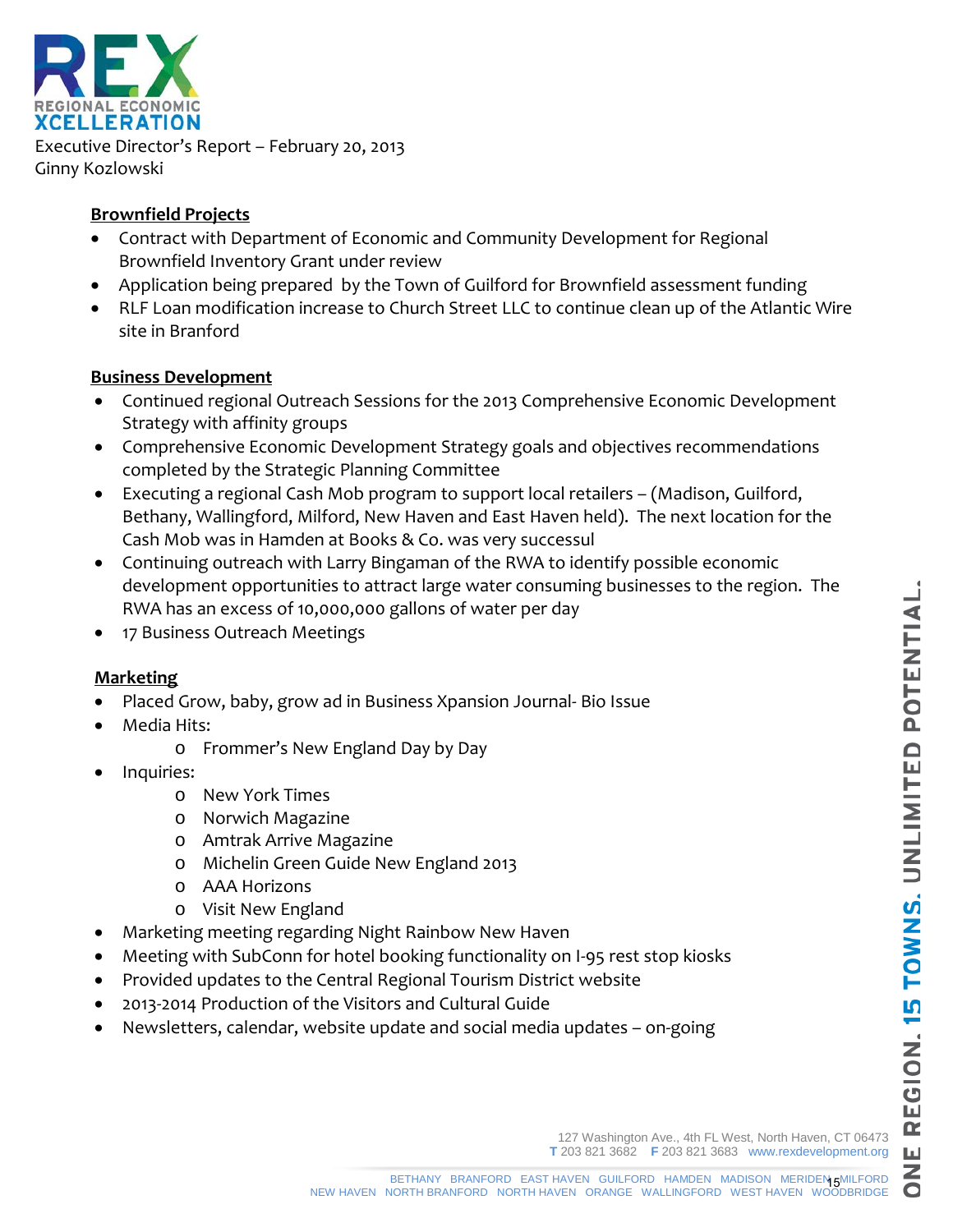REX
REGIONAL ECONOMIC XCELLERATION

Executive Director's Report – February 20, 2013
Ginny Kozlowski

## Brownfield Projects

- Contract with Department of Economic and Community Development for Regional Brownfield Inventory Grant under review
- Application being prepared by the Town of Guilford for Brownfield assessment funding
- RLF Loan modification increase to Church Street LLC to continue clean up of the Atlantic Wire site in Branford

## Business Development

- Continued regional Outreach Sessions for the 2013 Comprehensive Economic Development Strategy with affinity groups
- Comprehensive Economic Development Strategy goals and objectives recommendations completed by the Strategic Planning Committee
- Executing a regional Cash Mob program to support local retailers – (Madison, Guilford, Bethany, Wallingford, Milford, New Haven and East Haven held). The next location for the Cash Mob was in Hamden at Books & Co. was very successul
- Continuing outreach with Larry Bingaman of the RWA to identify possible economic development opportunities to attract large water consuming businesses to the region. The RWA has an excess of 10,000,000 gallons of water per day
- 17 Business Outreach Meetings

## Marketing

- Placed Grow, baby, grow ad in Business Xpansion Journal- Bio Issue
- Media Hits:
  - Frommer's New England Day by Day
- Inquiries:
  - New York Times
  - Norwich Magazine
  - Amtrak Arrive Magazine
  - Michelin Green Guide New England 2013
  - AAA Horizons
  - Visit New England
- Marketing meeting regarding Night Rainbow New Haven
- Meeting with SubConn for hotel booking functionality on I-95 rest stop kiosks
- Provided updates to the Central Regional Tourism District website
- 2013-2014 Production of the Visitors and Cultural Guide
- Newsletters, calendar, website update and social media updates – on-going

127 Washington Ave., 4th FL West, North Haven, CT 06473
T 203 821 3682 F 203 821 3683 www.rexdevelopment.org

BETHANY BRANFORD EAST HAVEN GUILFORD HAMDEN MADISON MERIDEN MILFORD
NEW HAVEN NORTH BRANFORD NORTH HAVEN ORANGE WALLINGFORD WEST HAVEN WOODBRIDGE

ONE REGION. 15 TOWNS. UNLIMITED POTENTIAL.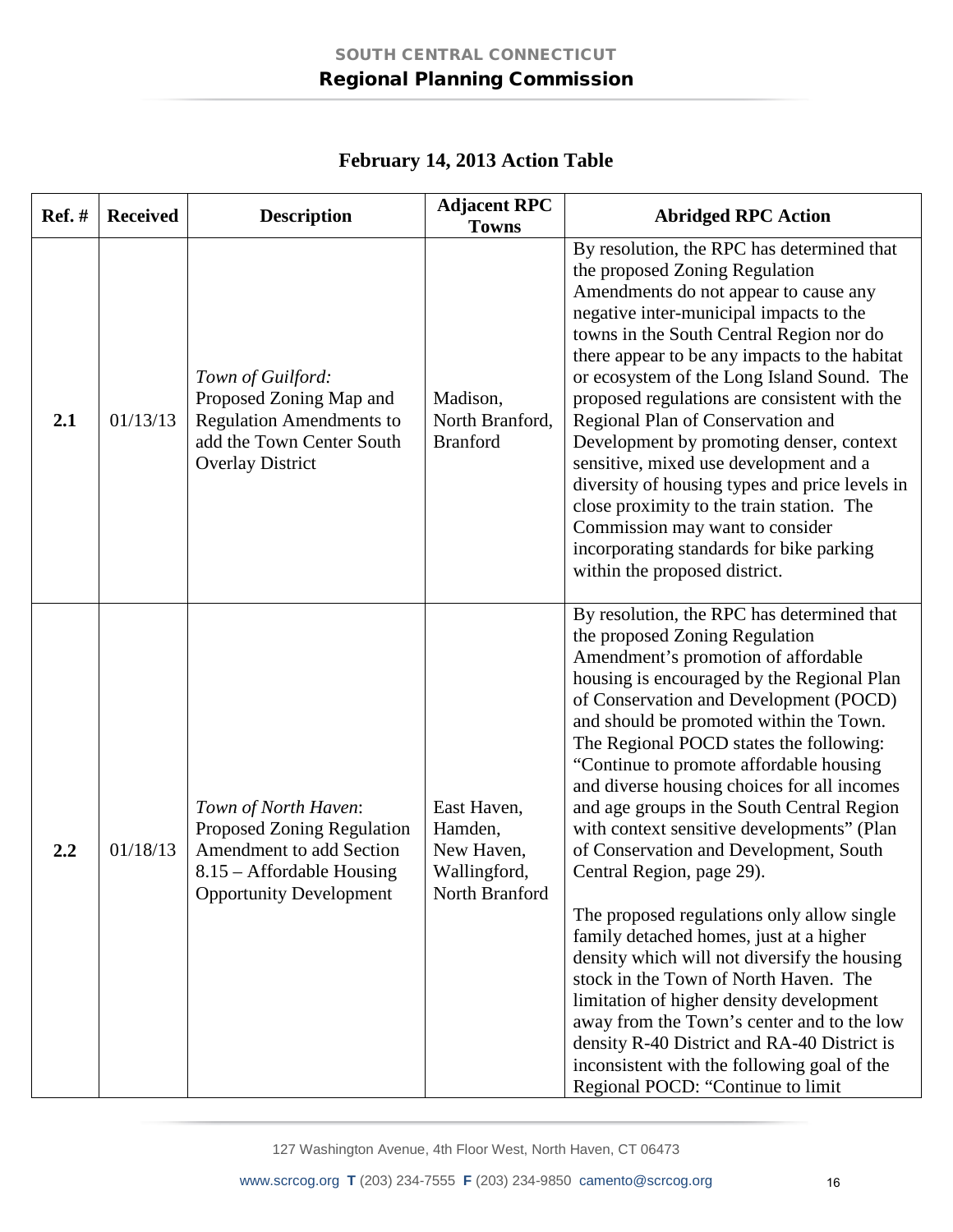## February 14, 2013 Action Table

| Ref. # | Received | Description | Adjacent RPC Towns | Abridged RPC Action |
|---|---|---|---|---|
| **2.1** | 01/13/13 | *Town of Guilford:* Proposed Zoning Map and Regulation Amendments to add the Town Center South Overlay District | Madison, North Branford, Branford | By resolution, the RPC has determined that the proposed Zoning Regulation Amendments do not appear to cause any negative inter-municipal impacts to the towns in the South Central Region nor do there appear to be any impacts to the habitat or ecosystem of the Long Island Sound. The proposed regulations are consistent with the Regional Plan of Conservation and Development by promoting denser, context sensitive, mixed use development and a diversity of housing types and price levels in close proximity to the train station. The Commission may want to consider incorporating standards for bike parking within the proposed district. |
| **2.2** | 01/18/13 | *Town of North Haven*: Proposed Zoning Regulation Amendment to add Section 8.15 – Affordable Housing Opportunity Development | East Haven, Hamden, New Haven, Wallingford, North Branford | By resolution, the RPC has determined that the proposed Zoning Regulation Amendment's promotion of affordable housing is encouraged by the Regional Plan of Conservation and Development (POCD) and should be promoted within the Town. The Regional POCD states the following: "Continue to promote affordable housing and diverse housing choices for all incomes and age groups in the South Central Region with context sensitive developments" (Plan of Conservation and Development, South Central Region, page 29).<br><br>The proposed regulations only allow single family detached homes, just at a higher density which will not diversify the housing stock in the Town of North Haven. The limitation of higher density development away from the Town's center and to the low density R-40 District and RA-40 District is inconsistent with the following goal of the Regional POCD: "Continue to limit |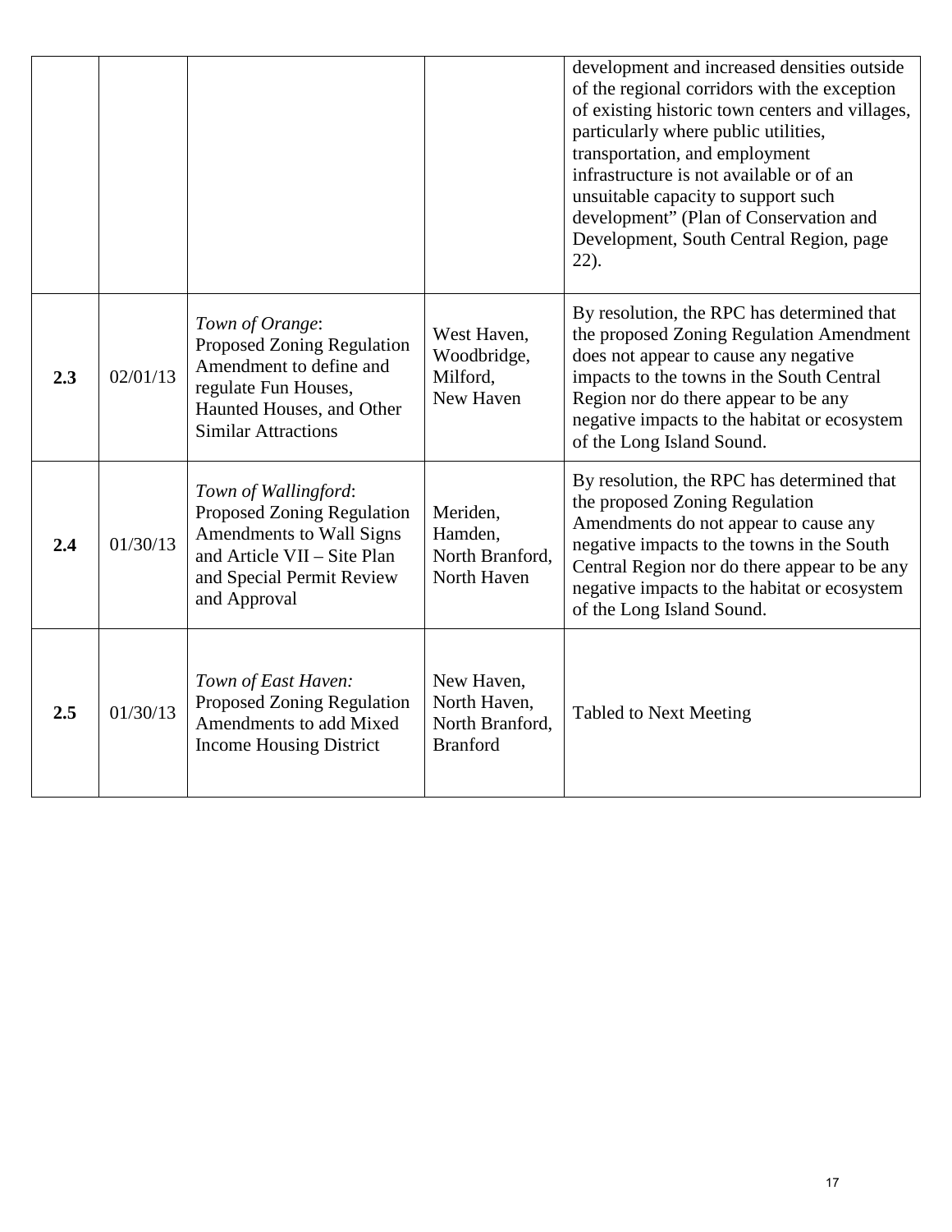| | | | | |
|---|---|---|---|---|
| | | | | development and increased densities outside of the regional corridors with the exception of existing historic town centers and villages, particularly where public utilities, transportation, and employment infrastructure is not available or of an unsuitable capacity to support such development" (Plan of Conservation and Development, South Central Region, page 22). |
| **2.3** | 02/01/13 | *Town of Orange*: Proposed Zoning Regulation Amendment to define and regulate Fun Houses, Haunted Houses, and Other Similar Attractions | West Haven, Woodbridge, Milford, New Haven | By resolution, the RPC has determined that the proposed Zoning Regulation Amendment does not appear to cause any negative impacts to the towns in the South Central Region nor do there appear to be any negative impacts to the habitat or ecosystem of the Long Island Sound. |
| **2.4** | 01/30/13 | *Town of Wallingford*: Proposed Zoning Regulation Amendments to Wall Signs and Article VII – Site Plan and Special Permit Review and Approval | Meriden, Hamden, North Branford, North Haven | By resolution, the RPC has determined that the proposed Zoning Regulation Amendments do not appear to cause any negative impacts to the towns in the South Central Region nor do there appear to be any negative impacts to the habitat or ecosystem of the Long Island Sound. |
| **2.5** | 01/30/13 | *Town of East Haven:* Proposed Zoning Regulation Amendments to add Mixed Income Housing District | New Haven, North Haven, North Branford, Branford | Tabled to Next Meeting |